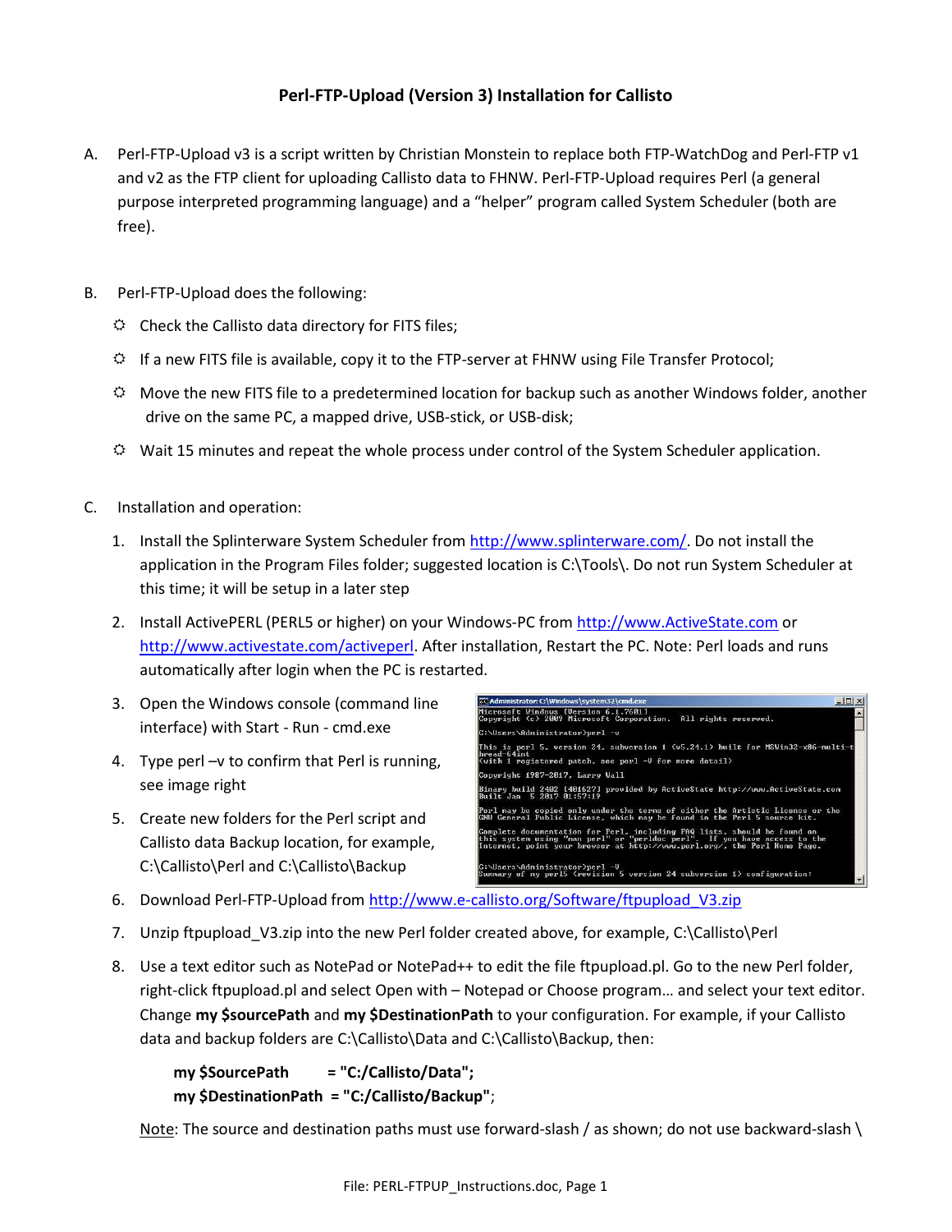# Perl-FTP-Upload (Version 3) Installation for Callisto

A. Perl-FTP-Upload v3 is a script written by Christian Monstein to replace both FTP-WatchDog and Perl-FTP v1 and v2 as the FTP client for uploading Callisto data to FHNW. Perl-FTP-Upload requires Perl (a general purpose interpreted programming language) and a "helper" program called System Scheduler (both are free).

B. Perl-FTP-Upload does the following:

- Check the Callisto data directory for FITS files;
- If a new FITS file is available, copy it to the FTP-server at FHNW using File Transfer Protocol;
- Move the new FITS file to a predetermined location for backup such as another Windows folder, another drive on the same PC, a mapped drive, USB-stick, or USB-disk;
- Wait 15 minutes and repeat the whole process under control of the System Scheduler application.

C. Installation and operation:

1. Install the Splinterware System Scheduler from http://www.splinterware.com/. Do not install the application in the Program Files folder; suggested location is C:\Tools\. Do not run System Scheduler at this time; it will be setup in a later step
2. Install ActivePERL (PERL5 or higher) on your Windows-PC from http://www.ActiveState.com or http://www.activestate.com/activeperl. After installation, Restart the PC. Note: Perl loads and runs automatically after login when the PC is restarted.
3. Open the Windows console (command line interface) with Start - Run - cmd.exe
4. Type perl –v to confirm that Perl is running, see image right
5. Create new folders for the Perl script and Callisto data Backup location, for example, C:\Callisto\Perl and C:\Callisto\Backup
6. Download Perl-FTP-Upload from http://www.e-callisto.org/Software/ftpupload_V3.zip
7. Unzip ftpupload_V3.zip into the new Perl folder created above, for example, C:\Callisto\Perl
8. Use a text editor such as NotePad or NotePad++ to edit the file ftpupload.pl. Go to the new Perl folder, right-click ftpupload.pl and select Open with – Notepad or Choose program… and select your text editor. Change **my $sourcePath** and **my $DestinationPath** to your configuration. For example, if your Callisto data and backup folders are C:\Callisto\Data and C:\Callisto\Backup, then:

   **my $SourcePath = "C:/Callisto/Data";**
   **my $DestinationPath = "C:/Callisto/Backup"**;

   Note: The source and destination paths must use forward-slash / as shown; do not use backward-slash \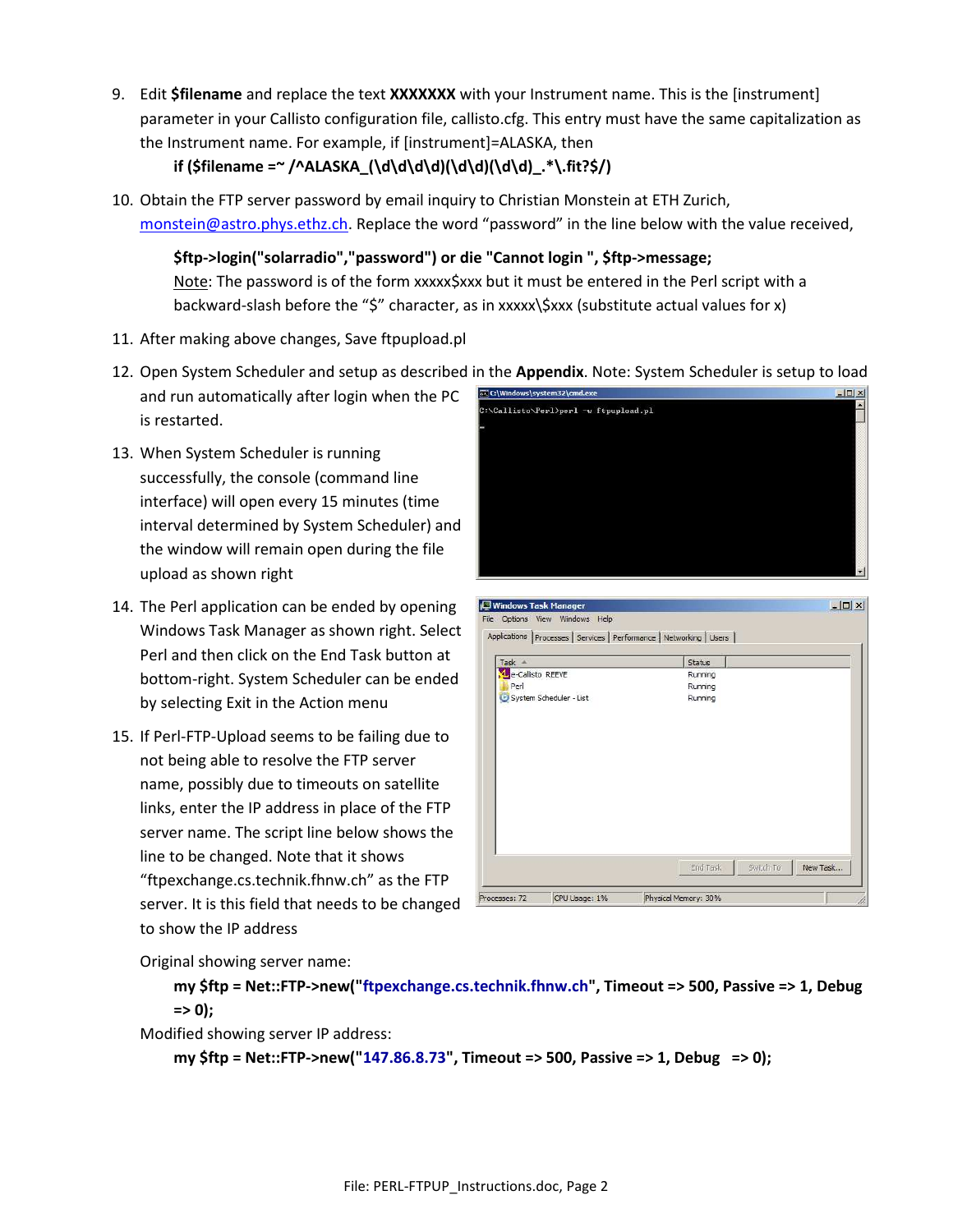9. Edit **$filename** and replace the text **XXXXXXX** with your Instrument name. This is the [instrument] parameter in your Callisto configuration file, callisto.cfg. This entry must have the same capitalization as the Instrument name. For example, if [instrument]=ALASKA, then

   **if ($filename =~ /^ALASKA_(\d\d\d\d)(\d\d)(\d\d)_.*\.fit?$/)**

10. Obtain the FTP server password by email inquiry to Christian Monstein at ETH Zurich, monstein@astro.phys.ethz.ch. Replace the word "password" in the line below with the value received,

    **$ftp->login("solarradio","password") or die "Cannot login ", $ftp->message;**

    Note: The password is of the form xxxxx$xxx but it must be entered in the Perl script with a backward-slash before the "$" character, as in xxxxx\$xxx (substitute actual values for x)

11. After making above changes, Save ftpupload.pl

12. Open System Scheduler and setup as described in the **Appendix**. Note: System Scheduler is setup to load and run automatically after login when the PC is restarted.

13. When System Scheduler is running successfully, the console (command line interface) will open every 15 minutes (time interval determined by System Scheduler) and the window will remain open during the file upload as shown right

14. The Perl application can be ended by opening Windows Task Manager as shown right. Select Perl and then click on the End Task button at bottom-right. System Scheduler can be ended by selecting Exit in the Action menu

15. If Perl-FTP-Upload seems to be failing due to not being able to resolve the FTP server name, possibly due to timeouts on satellite links, enter the IP address in place of the FTP server name. The script line below shows the line to be changed. Note that it shows "ftpexchange.cs.technik.fhnw.ch" as the FTP server. It is this field that needs to be changed to show the IP address

    Original showing server name:

    **my $ftp = Net::FTP->new("ftpexchange.cs.technik.fhnw.ch", Timeout => 500, Passive => 1, Debug => 0);**

    Modified showing server IP address:

    **my $ftp = Net::FTP->new("147.86.8.73", Timeout => 500, Passive => 1, Debug => 0);**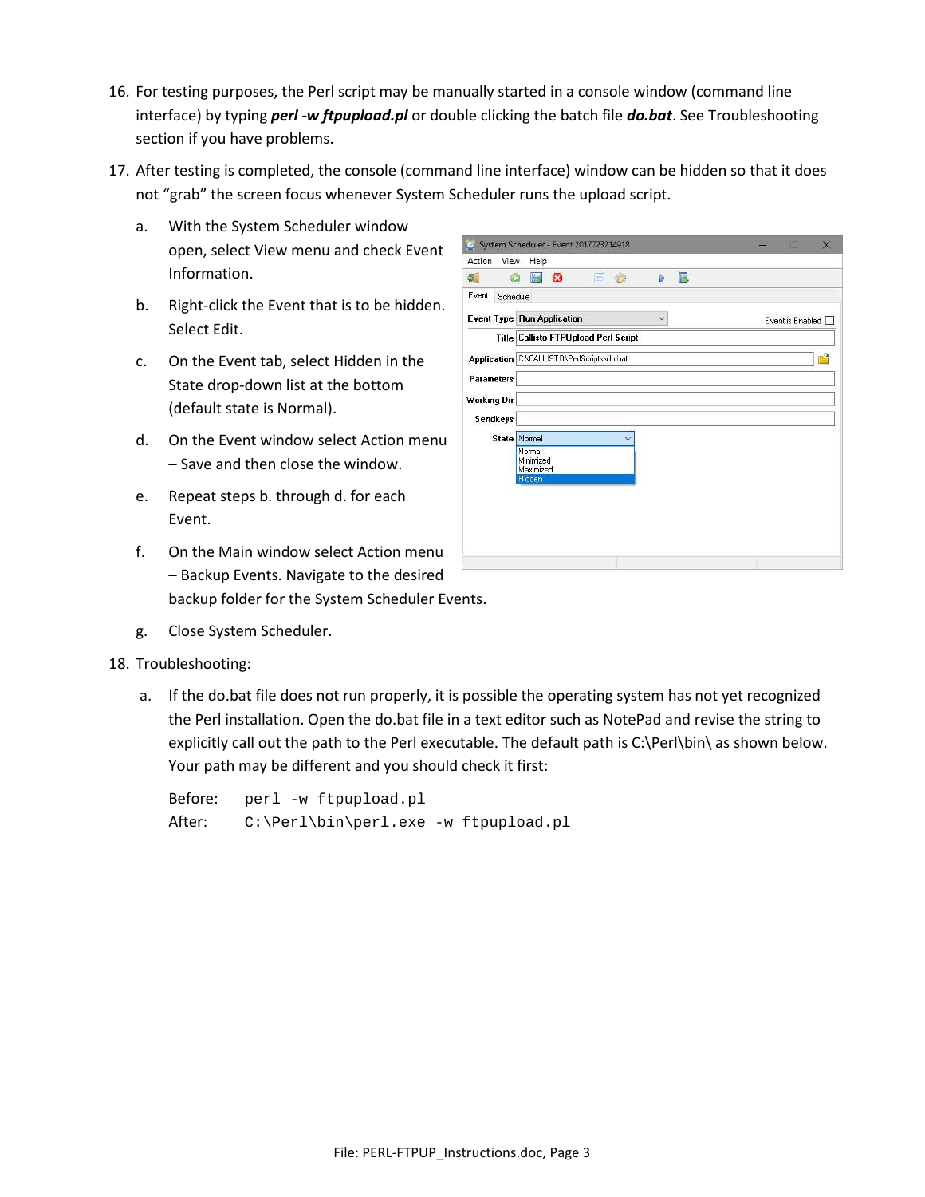16. For testing purposes, the Perl script may be manually started in a console window (command line interface) by typing ***perl -w ftpupload.pl*** or double clicking the batch file ***do.bat***. See Troubleshooting section if you have problems.

17. After testing is completed, the console (command line interface) window can be hidden so that it does not "grab" the screen focus whenever System Scheduler runs the upload script.

    a. With the System Scheduler window open, select View menu and check Event Information.

    b. Right-click the Event that is to be hidden. Select Edit.

    c. On the Event tab, select Hidden in the State drop-down list at the bottom (default state is Normal).

    d. On the Event window select Action menu – Save and then close the window.

    e. Repeat steps b. through d. for each Event.

    f. On the Main window select Action menu – Backup Events. Navigate to the desired backup folder for the System Scheduler Events.

    g. Close System Scheduler.

18. Troubleshooting:

    a. If the do.bat file does not run properly, it is possible the operating system has not yet recognized the Perl installation. Open the do.bat file in a text editor such as NotePad and revise the string to explicitly call out the path to the Perl executable. The default path is C:\Perl\bin\ as shown below. Your path may be different and you should check it first:

```
Before:   perl -w ftpupload.pl
After:    C:\Perl\bin\perl.exe -w ftpupload.pl
```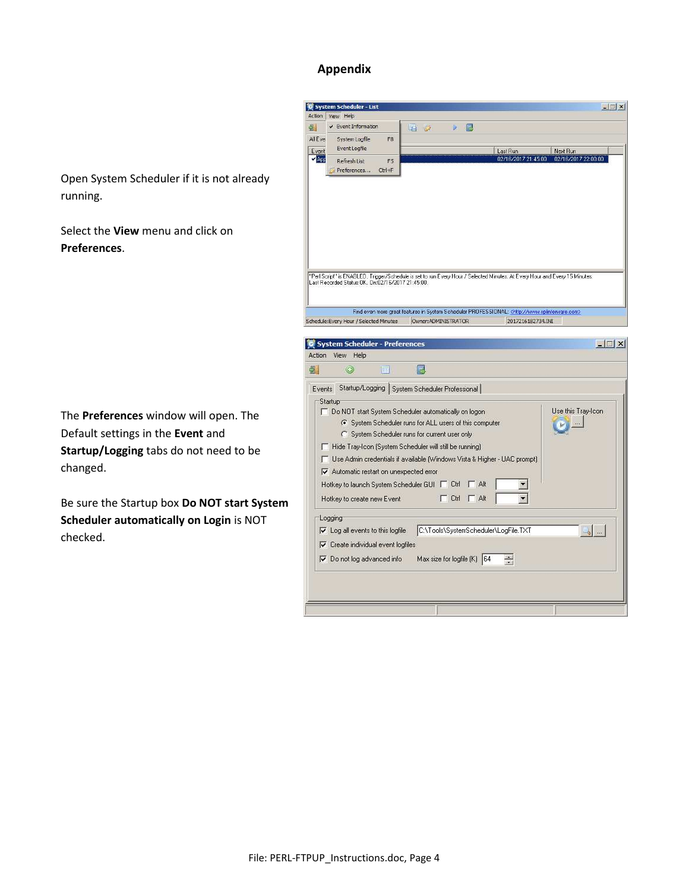## Appendix

Open System Scheduler if it is not already running.

Select the **View** menu and click on **Preferences**.

The **Preferences** window will open. The Default settings in the **Event** and **Startup/Logging** tabs do not need to be changed.

Be sure the Startup box **Do NOT start System Scheduler automatically on Login** is NOT checked.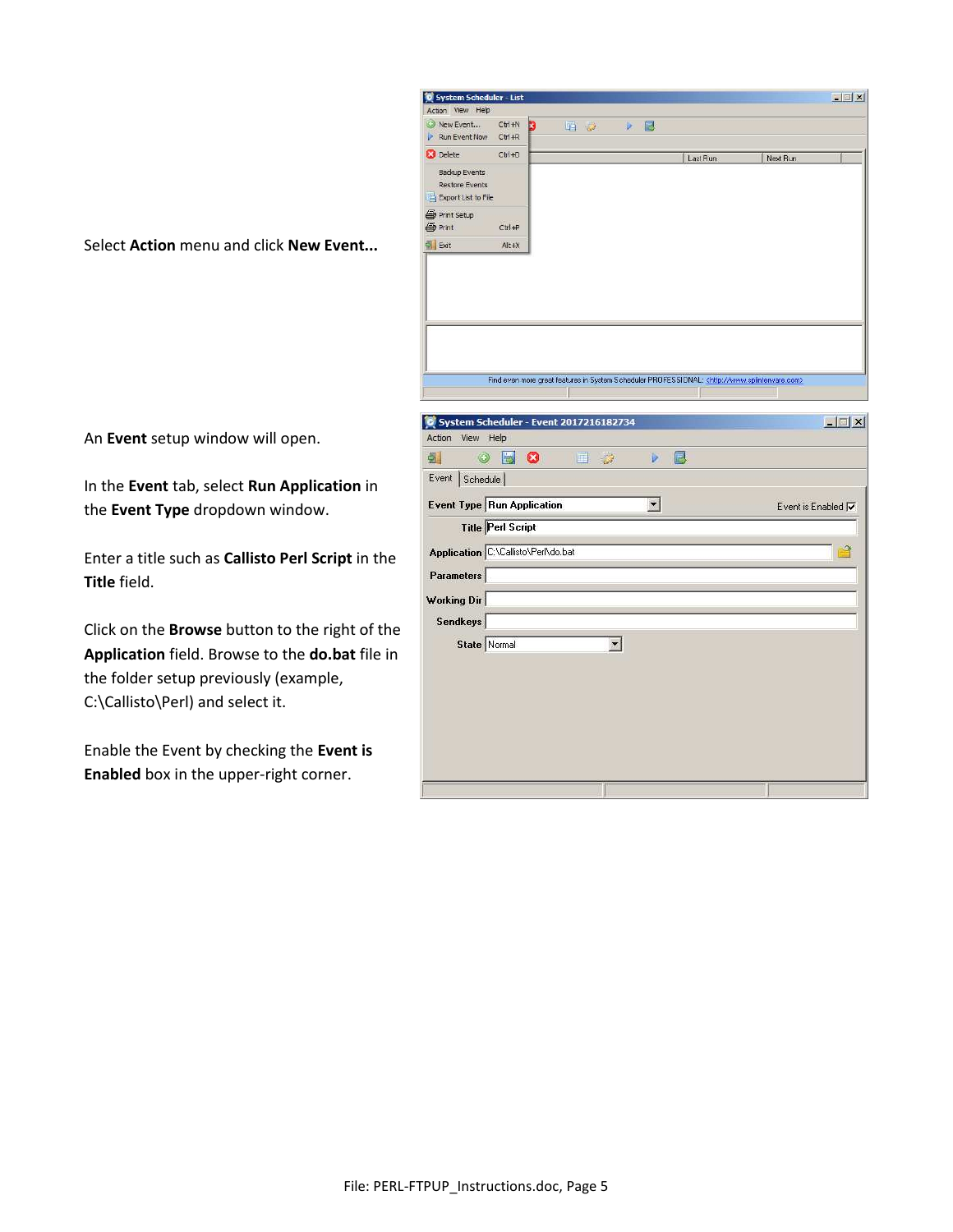Select **Action** menu and click **New Event...**

An **Event** setup window will open.

In the **Event** tab, select **Run Application** in the **Event Type** dropdown window.

Enter a title such as **Callisto Perl Script** in the **Title** field.

Click on the **Browse** button to the right of the **Application** field. Browse to the **do.bat** file in the folder setup previously (example, C:\Callisto\Perl) and select it.

Enable the Event by checking the **Event is Enabled** box in the upper-right corner.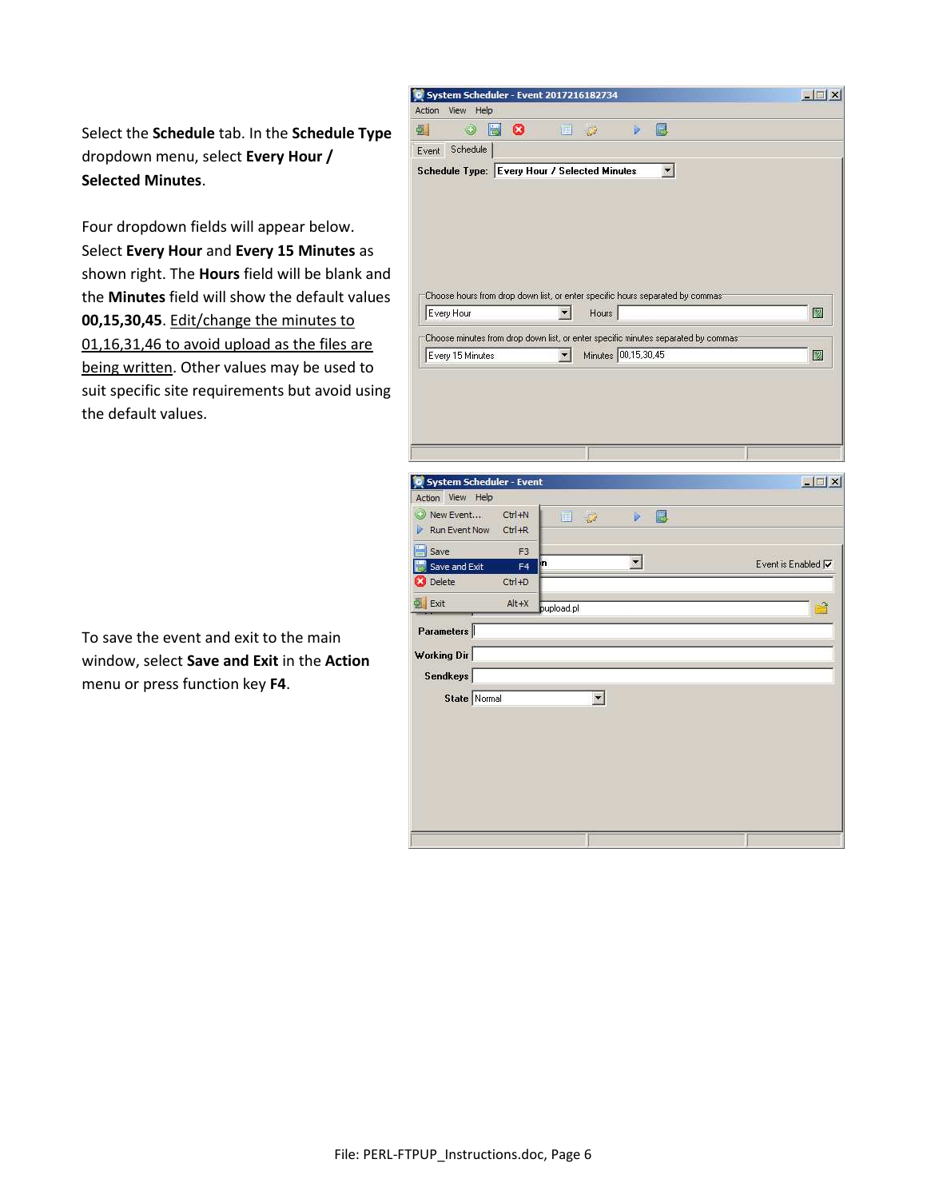Select the **Schedule** tab. In the **Schedule Type** dropdown menu, select **Every Hour / Selected Minutes**.

Four dropdown fields will appear below. Select **Every Hour** and **Every 15 Minutes** as shown right. The **Hours** field will be blank and the **Minutes** field will show the default values **00,15,30,45**. Edit/change the minutes to 01,16,31,46 to avoid upload as the files are being written. Other values may be used to suit specific site requirements but avoid using the default values.

To save the event and exit to the main window, select **Save and Exit** in the **Action** menu or press function key **F4**.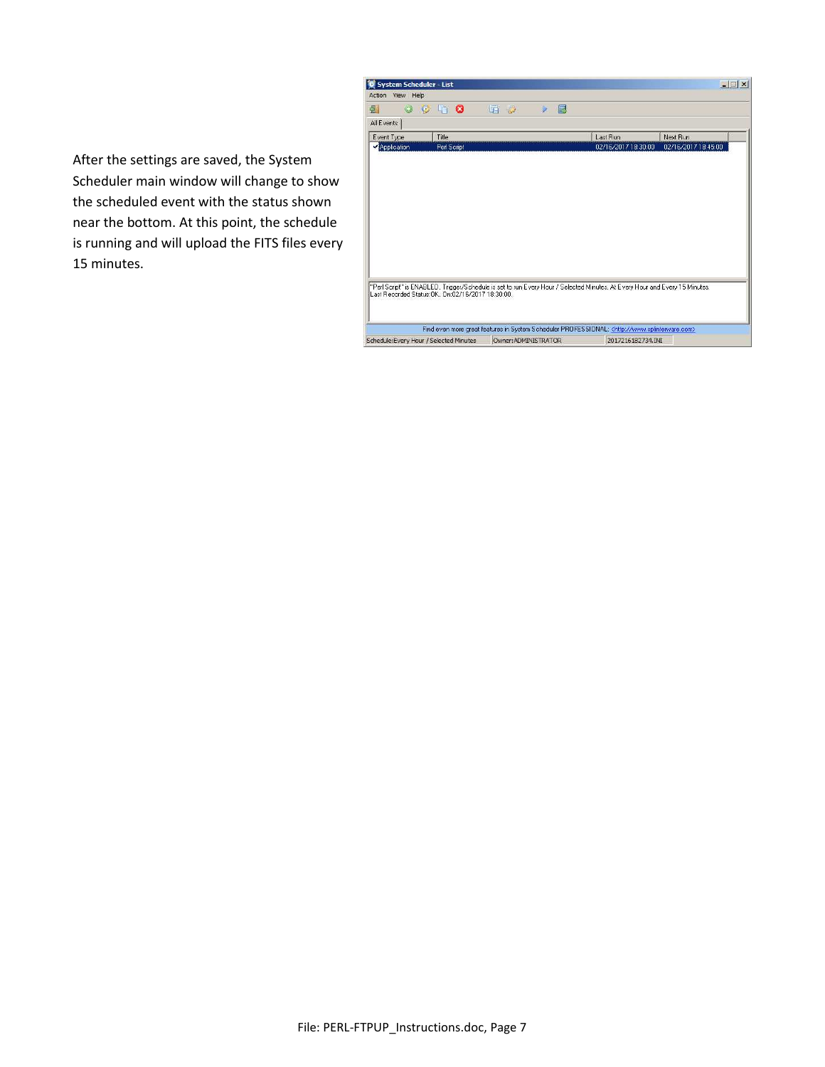After the settings are saved, the System Scheduler main window will change to show the scheduled event with the status shown near the bottom. At this point, the schedule is running and will upload the FITS files every 15 minutes.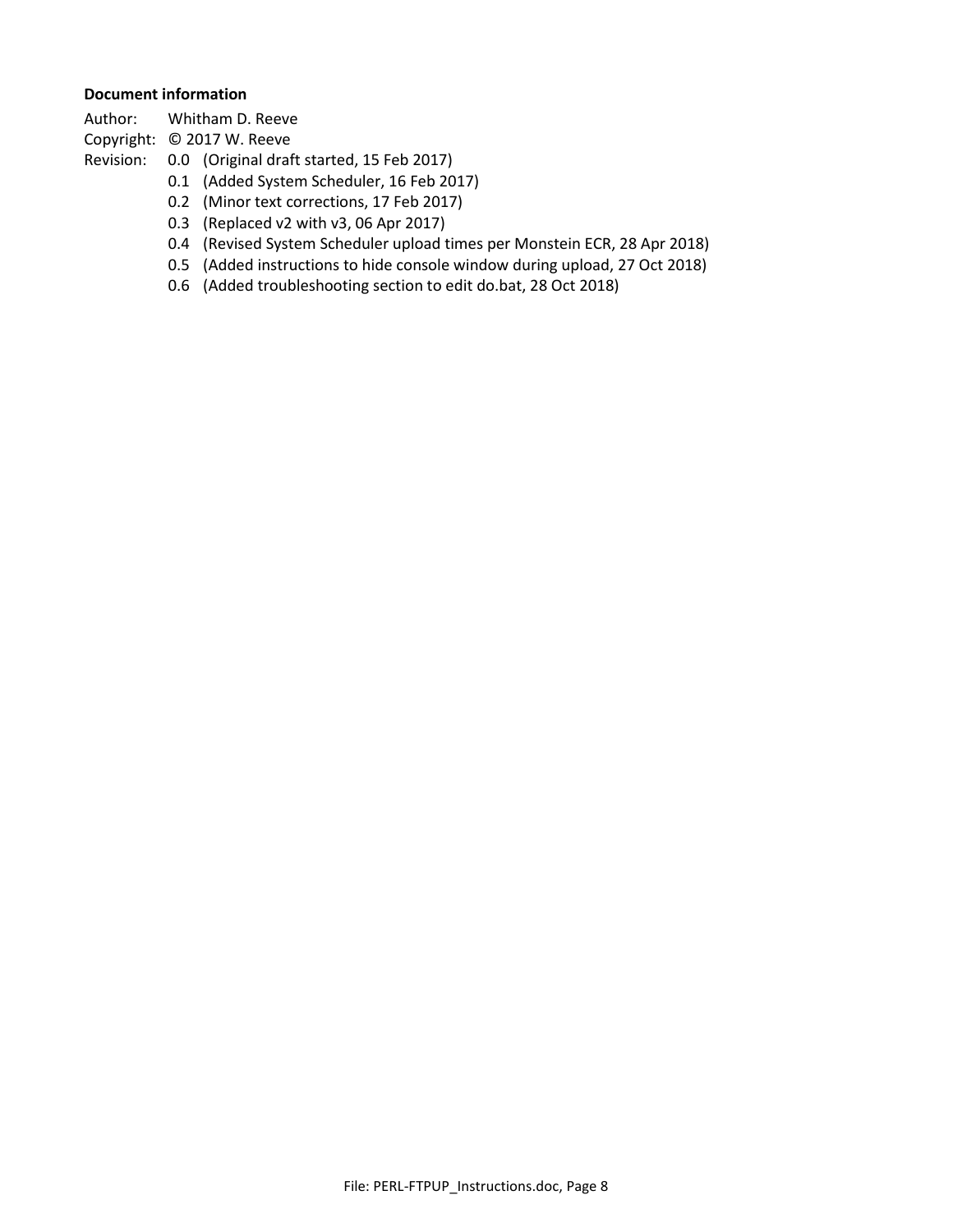**Document information**

Author: Whitham D. Reeve

Copyright: © 2017 W. Reeve

Revision:
- 0.0 (Original draft started, 15 Feb 2017)
- 0.1 (Added System Scheduler, 16 Feb 2017)
- 0.2 (Minor text corrections, 17 Feb 2017)
- 0.3 (Replaced v2 with v3, 06 Apr 2017)
- 0.4 (Revised System Scheduler upload times per Monstein ECR, 28 Apr 2018)
- 0.5 (Added instructions to hide console window during upload, 27 Oct 2018)
- 0.6 (Added troubleshooting section to edit do.bat, 28 Oct 2018)